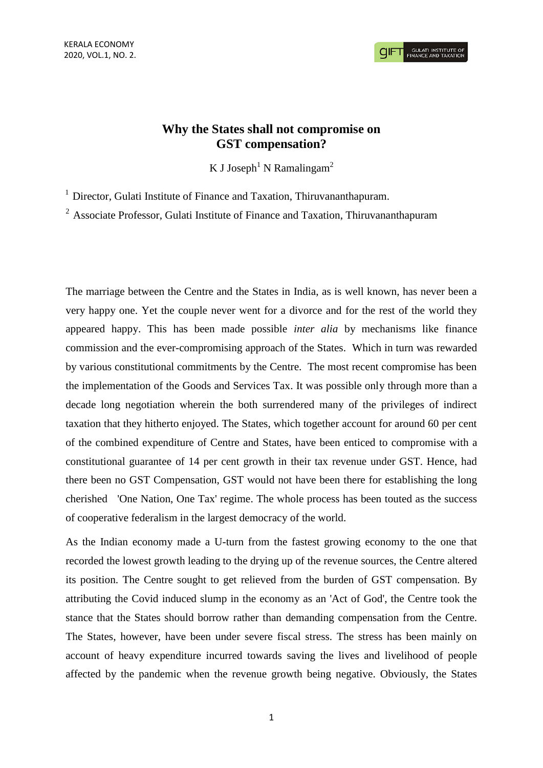# Why the States shall not compromise on GST compensation?

K J Joseph[1] N Ramalingam[2]

[1] Director, Gulati Institute of Finance and Taxation, Thiruvananthapuram.

[2] Associate Professor, Gulati Institute of Finance and Taxation, Thiruvananthapuram

The marriage between the Centre and the States in India, as is well known, has never been a very happy one. Yet the couple never went for a divorce and for the rest of the world they appeared happy. This has been made possible *inter alia* by mechanisms like finance commission and the ever-compromising approach of the States. Which in turn was rewarded by various constitutional commitments by the Centre. The most recent compromise has been the implementation of the Goods and Services Tax. It was possible only through more than a decade long negotiation wherein the both surrendered many of the privileges of indirect taxation that they hitherto enjoyed. The States, which together account for around 60 per cent of the combined expenditure of Centre and States, have been enticed to compromise with a constitutional guarantee of 14 per cent growth in their tax revenue under GST. Hence, had there been no GST Compensation, GST would not have been there for establishing the long cherished 'One Nation, One Tax' regime. The whole process has been touted as the success of cooperative federalism in the largest democracy of the world.

As the Indian economy made a U-turn from the fastest growing economy to the one that recorded the lowest growth leading to the drying up of the revenue sources, the Centre altered its position. The Centre sought to get relieved from the burden of GST compensation. By attributing the Covid induced slump in the economy as an 'Act of God', the Centre took the stance that the States should borrow rather than demanding compensation from the Centre. The States, however, have been under severe fiscal stress. The stress has been mainly on account of heavy expenditure incurred towards saving the lives and livelihood of people affected by the pandemic when the revenue growth being negative. Obviously, the States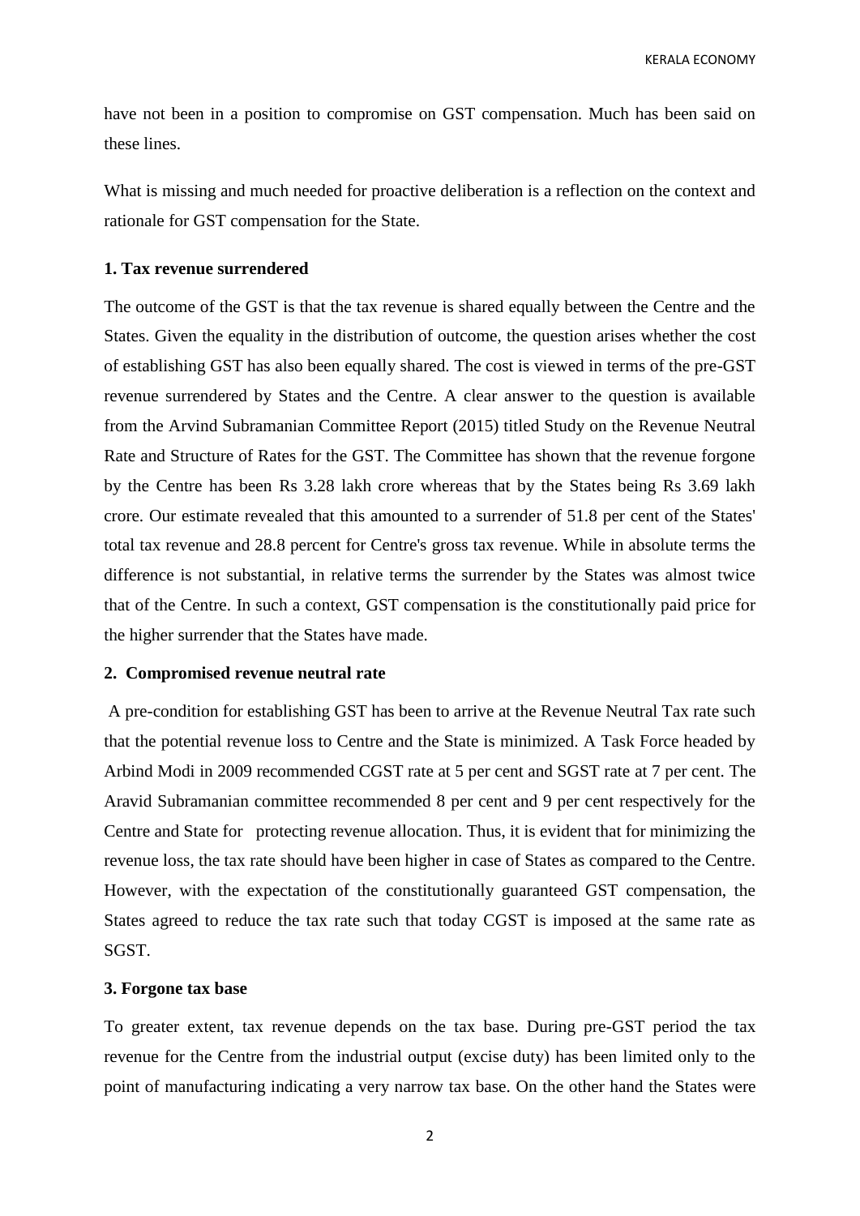have not been in a position to compromise on GST compensation. Much has been said on these lines.

What is missing and much needed for proactive deliberation is a reflection on the context and rationale for GST compensation for the State.

**1. Tax revenue surrendered**

The outcome of the GST is that the tax revenue is shared equally between the Centre and the States. Given the equality in the distribution of outcome, the question arises whether the cost of establishing GST has also been equally shared. The cost is viewed in terms of the pre-GST revenue surrendered by States and the Centre. A clear answer to the question is available from the Arvind Subramanian Committee Report (2015) titled Study on the Revenue Neutral Rate and Structure of Rates for the GST. The Committee has shown that the revenue forgone by the Centre has been Rs 3.28 lakh crore whereas that by the States being Rs 3.69 lakh crore. Our estimate revealed that this amounted to a surrender of 51.8 per cent of the States' total tax revenue and 28.8 percent for Centre's gross tax revenue. While in absolute terms the difference is not substantial, in relative terms the surrender by the States was almost twice that of the Centre. In such a context, GST compensation is the constitutionally paid price for the higher surrender that the States have made.

**2. Compromised revenue neutral rate**

A pre-condition for establishing GST has been to arrive at the Revenue Neutral Tax rate such that the potential revenue loss to Centre and the State is minimized. A Task Force headed by Arbind Modi in 2009 recommended CGST rate at 5 per cent and SGST rate at 7 per cent. The Aravid Subramanian committee recommended 8 per cent and 9 per cent respectively for the Centre and State for protecting revenue allocation. Thus, it is evident that for minimizing the revenue loss, the tax rate should have been higher in case of States as compared to the Centre. However, with the expectation of the constitutionally guaranteed GST compensation, the States agreed to reduce the tax rate such that today CGST is imposed at the same rate as SGST.

**3. Forgone tax base**

To greater extent, tax revenue depends on the tax base. During pre-GST period the tax revenue for the Centre from the industrial output (excise duty) has been limited only to the point of manufacturing indicating a very narrow tax base. On the other hand the States were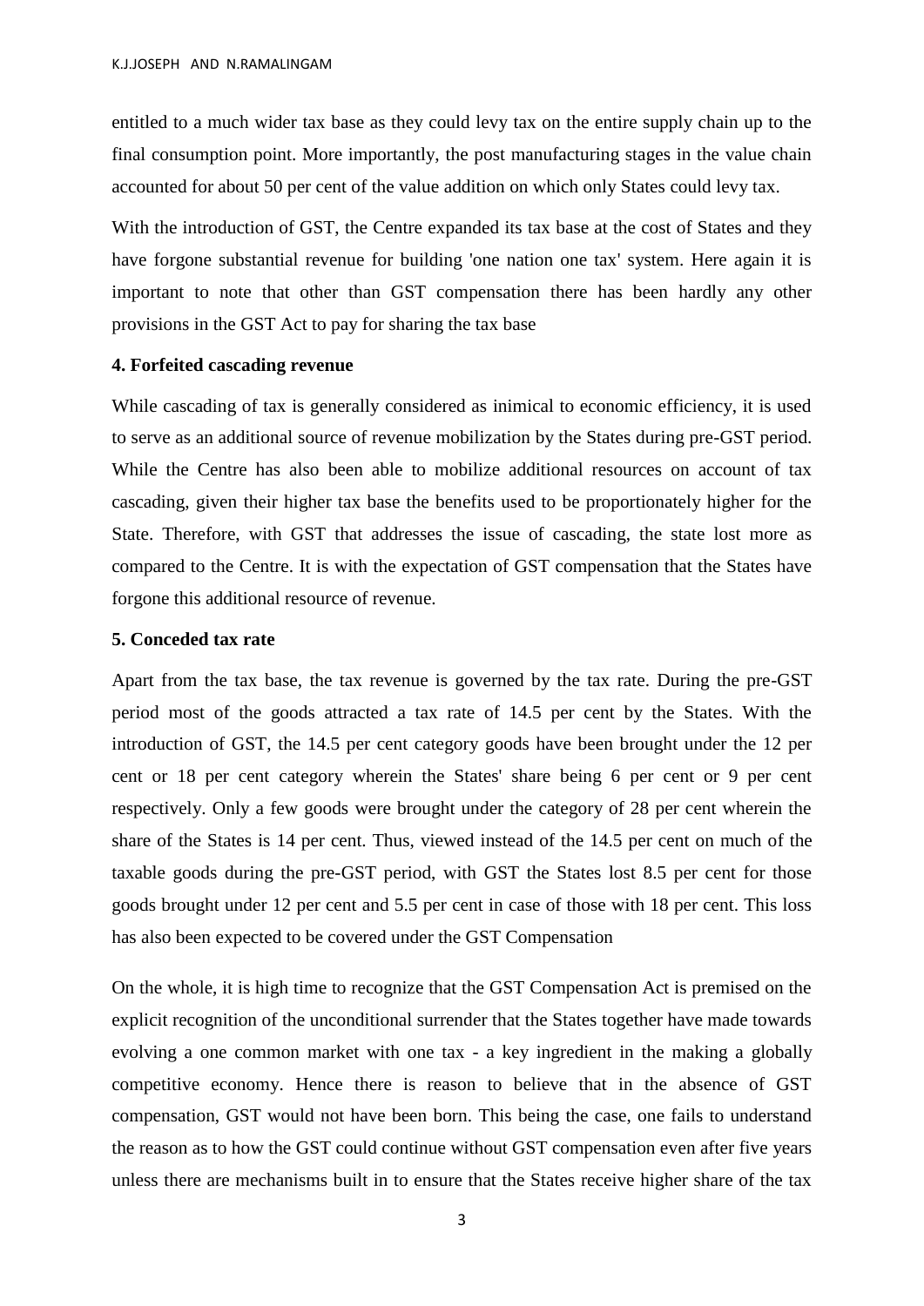entitled to a much wider tax base as they could levy tax on the entire supply chain up to the final consumption point. More importantly, the post manufacturing stages in the value chain accounted for about 50 per cent of the value addition on which only States could levy tax.

With the introduction of GST, the Centre expanded its tax base at the cost of States and they have forgone substantial revenue for building 'one nation one tax' system. Here again it is important to note that other than GST compensation there has been hardly any other provisions in the GST Act to pay for sharing the tax base

**4. Forfeited cascading revenue**

While cascading of tax is generally considered as inimical to economic efficiency, it is used to serve as an additional source of revenue mobilization by the States during pre-GST period. While the Centre has also been able to mobilize additional resources on account of tax cascading, given their higher tax base the benefits used to be proportionately higher for the State. Therefore, with GST that addresses the issue of cascading, the state lost more as compared to the Centre. It is with the expectation of GST compensation that the States have forgone this additional resource of revenue.

**5. Conceded tax rate**

Apart from the tax base, the tax revenue is governed by the tax rate. During the pre-GST period most of the goods attracted a tax rate of 14.5 per cent by the States. With the introduction of GST, the 14.5 per cent category goods have been brought under the 12 per cent or 18 per cent category wherein the States' share being 6 per cent or 9 per cent respectively. Only a few goods were brought under the category of 28 per cent wherein the share of the States is 14 per cent. Thus, viewed instead of the 14.5 per cent on much of the taxable goods during the pre-GST period, with GST the States lost 8.5 per cent for those goods brought under 12 per cent and 5.5 per cent in case of those with 18 per cent. This loss has also been expected to be covered under the GST Compensation

On the whole, it is high time to recognize that the GST Compensation Act is premised on the explicit recognition of the unconditional surrender that the States together have made towards evolving a one common market with one tax - a key ingredient in the making a globally competitive economy. Hence there is reason to believe that in the absence of GST compensation, GST would not have been born. This being the case, one fails to understand the reason as to how the GST could continue without GST compensation even after five years unless there are mechanisms built in to ensure that the States receive higher share of the tax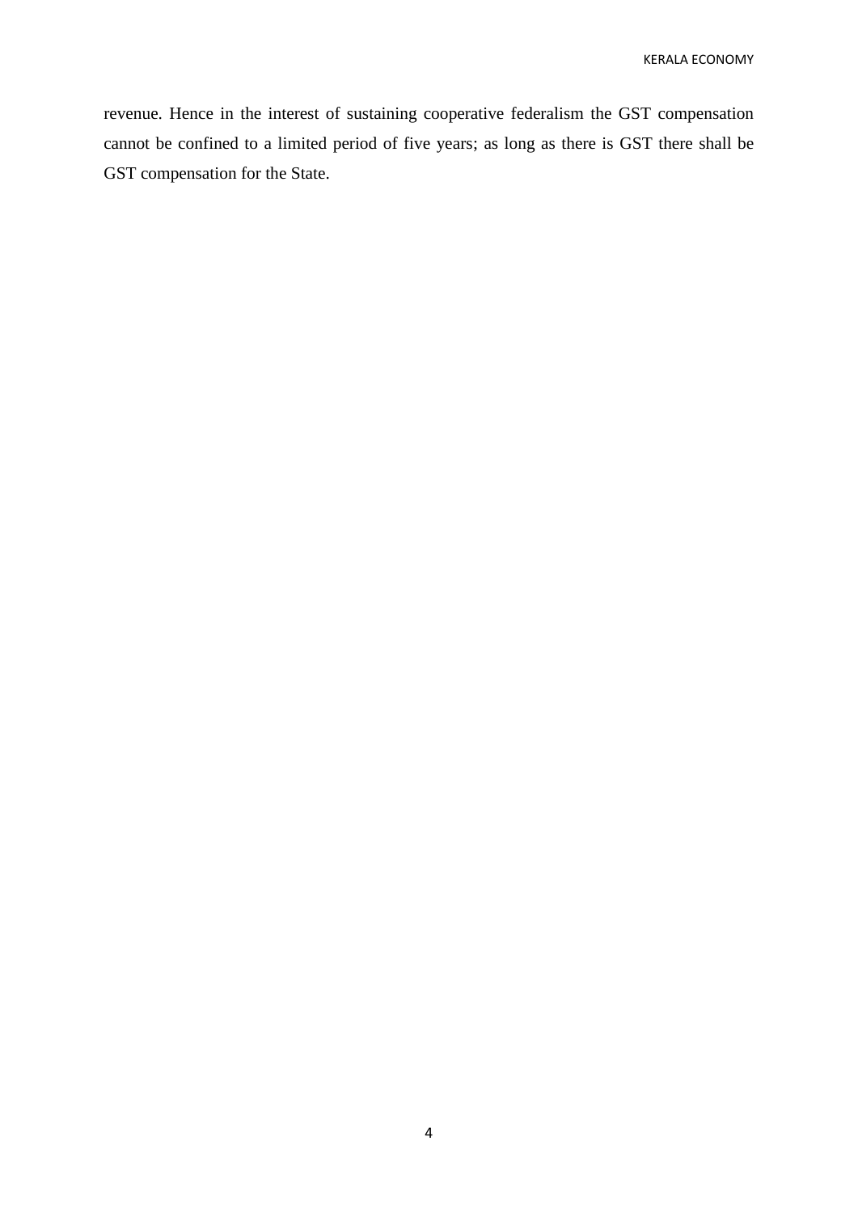revenue. Hence in the interest of sustaining cooperative federalism the GST compensation cannot be confined to a limited period of five years; as long as there is GST there shall be GST compensation for the State.